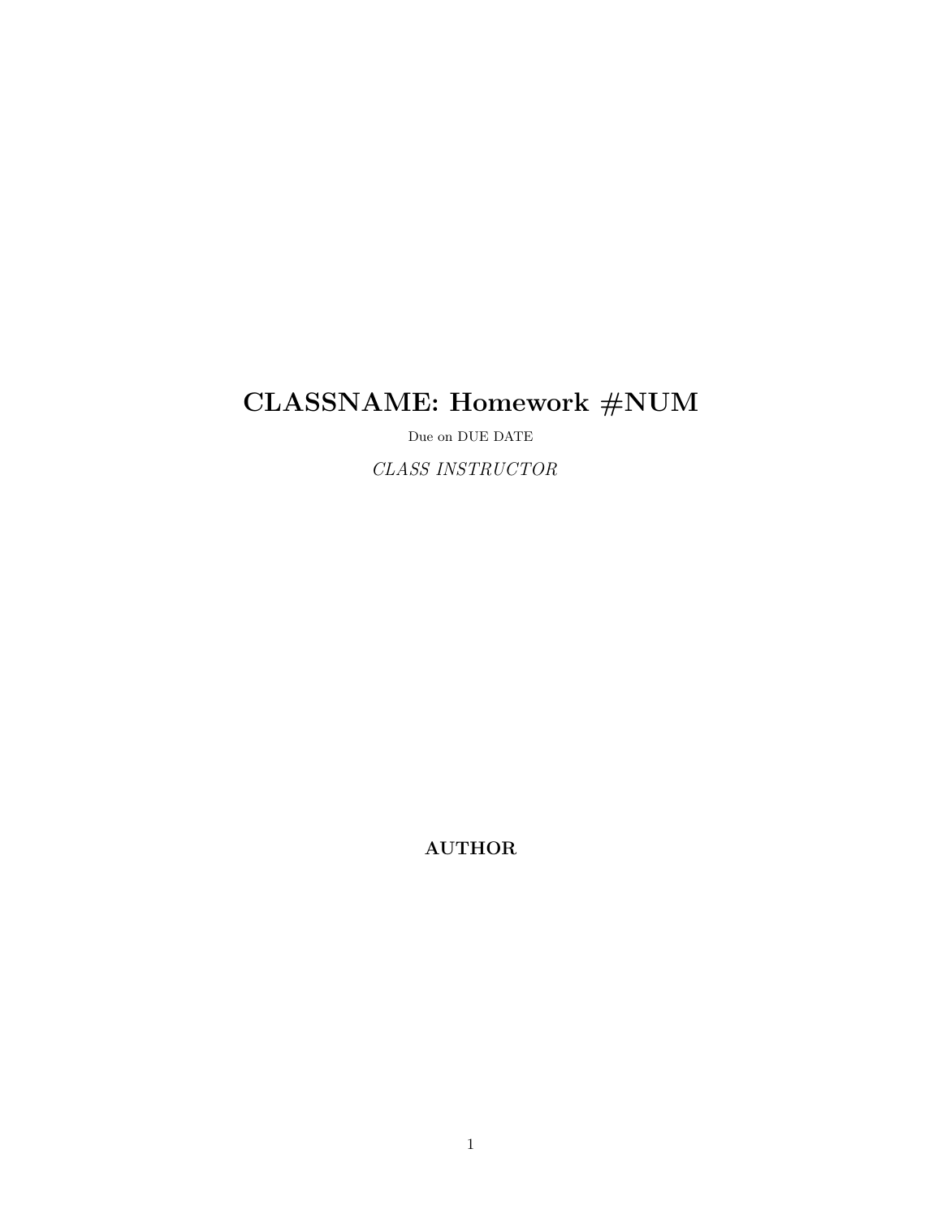# CLASSNAME: Homework #NUM

Due on DUE DATE

*CLASS INSTRUCTOR*

**AUTHOR**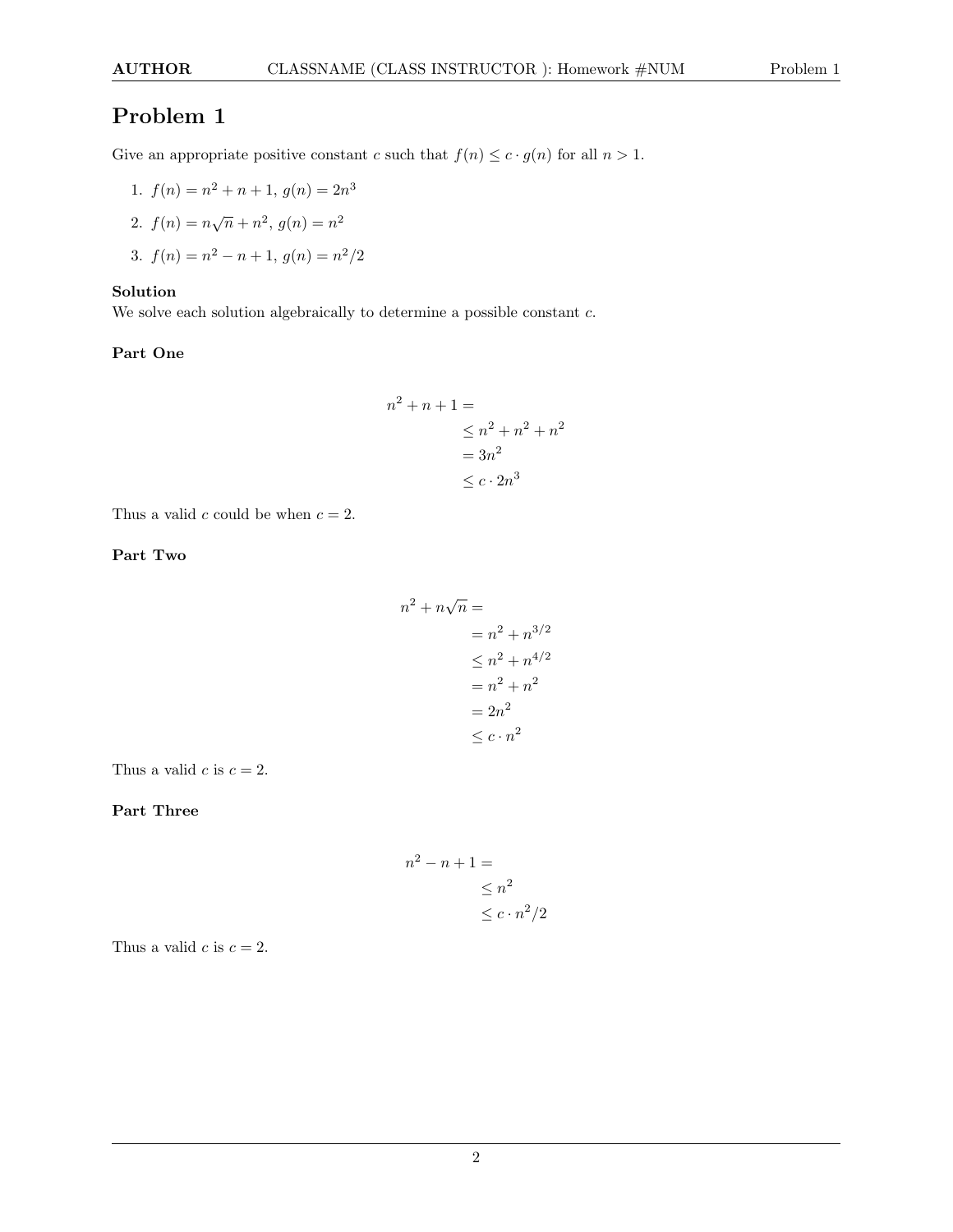# Problem 1

Give an appropriate positive constant $c$ such that $f(n) \leq c \cdot g(n)$ for all $n > 1$.

1. $f(n) = n^2 + n + 1$, $g(n) = 2n^3$
2. $f(n) = n\sqrt{n} + n^2$, $g(n) = n^2$
3. $f(n) = n^2 - n + 1$, $g(n) = n^2/2$

**Solution**

We solve each solution algebraically to determine a possible constant $c$.

### Part One

$$
\begin{aligned}
n^2 + n + 1 = & \\
& \leq n^2 + n^2 + n^2 \\
& = 3n^2 \\
& \leq c \cdot 2n^3
\end{aligned}
$$

Thus a valid $c$ could be when $c = 2$.

### Part Two

$$
\begin{aligned}
n^2 + n\sqrt{n} = & \\
& = n^2 + n^{3/2} \\
& \leq n^2 + n^{4/2} \\
& = n^2 + n^2 \\
& = 2n^2 \\
& \leq c \cdot n^2
\end{aligned}
$$

Thus a valid $c$ is $c = 2$.

### Part Three

$$
\begin{aligned}
n^2 - n + 1 = & \\
& \leq n^2 \\
& \leq c \cdot n^2/2
\end{aligned}
$$

Thus a valid $c$ is $c = 2$.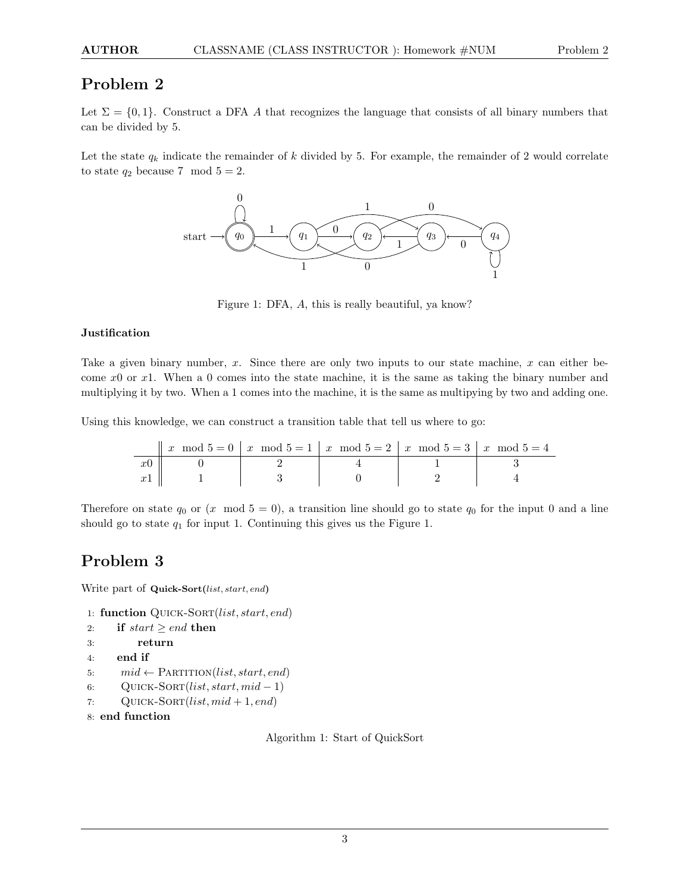# Problem 2

Let $\Sigma = \{0, 1\}$. Construct a DFA $A$ that recognizes the language that consists of all binary numbers that can be divided by 5.

Let the state $q_k$ indicate the remainder of $k$ divided by 5. For example, the remainder of 2 would correlate to state $q_2$ because $7 \mod 5 = 2$.

Figure 1: DFA, $A$, this is really beautiful, ya know?

### Justification

Take a given binary number, $x$. Since there are only two inputs to our state machine, $x$ can either become $x0$ or $x1$. When a 0 comes into the state machine, it is the same as taking the binary number and multiplying it by two. When a 1 comes into the machine, it is the same as multipying by two and adding one.

Using this knowledge, we can construct a transition table that tell us where to go:

| | $x \mod 5 = 0$ | $x \mod 5 = 1$ | $x \mod 5 = 2$ | $x \mod 5 = 3$ | $x \mod 5 = 4$ |
|---|---|---|---|---|---|
| $x0$ | 0 | 2 | 4 | 1 | 3 |
| $x1$ | 1 | 3 | 0 | 2 | 4 |

Therefore on state $q_0$ or ($x \mod 5 = 0$), a transition line should go to state $q_0$ for the input 0 and a line should go to state $q_1$ for input 1. Continuing this gives us the Figure 1.

# Problem 3

Write part of **Quick-Sort(**$list, start, end$**)**

```
1: function Quick-Sort(list, start, end)
2:     if start ≥ end then
3:         return
4:     end if
5:     mid ← Partition(list, start, end)
6:     Quick-Sort(list, start, mid − 1)
7:     Quick-Sort(list, mid + 1, end)
8: end function
```

Algorithm 1: Start of QuickSort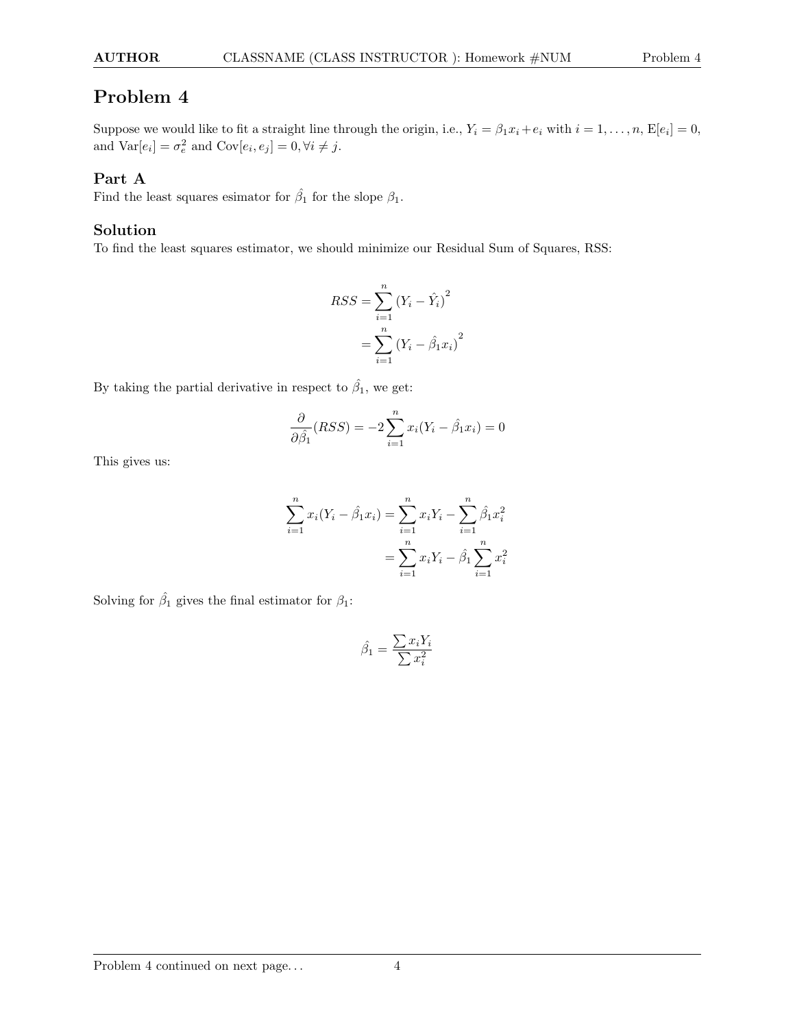# Problem 4

Suppose we would like to fit a straight line through the origin, i.e., $Y_i = \beta_1 x_i + e_i$ with $i = 1, \ldots, n$, $\mathrm{E}[e_i] = 0$, and $\mathrm{Var}[e_i] = \sigma_e^2$ and $\mathrm{Cov}[e_i, e_j] = 0, \forall i \neq j$.

## Part A

Find the least squares esimator for $\hat{\beta}_1$ for the slope $\beta_1$.

## Solution

To find the least squares estimator, we should minimize our Residual Sum of Squares, RSS:

$$
\begin{aligned}
RSS &= \sum_{i=1}^{n} \left(Y_i - \hat{Y}_i\right)^2 \\
&= \sum_{i=1}^{n} \left(Y_i - \hat{\beta}_1 x_i\right)^2
\end{aligned}
$$

By taking the partial derivative in respect to $\hat{\beta}_1$, we get:

$$
\frac{\partial}{\partial \hat{\beta}_1}(RSS) = -2 \sum_{i=1}^{n} x_i (Y_i - \hat{\beta}_1 x_i) = 0
$$

This gives us:

$$
\begin{aligned}
\sum_{i=1}^{n} x_i (Y_i - \hat{\beta}_1 x_i) &= \sum_{i=1}^{n} x_i Y_i - \sum_{i=1}^{n} \hat{\beta}_1 x_i^2 \\
&= \sum_{i=1}^{n} x_i Y_i - \hat{\beta}_1 \sum_{i=1}^{n} x_i^2
\end{aligned}
$$

Solving for $\hat{\beta}_1$ gives the final estimator for $\beta_1$:

$$
\hat{\beta}_1 = \frac{\sum x_i Y_i}{\sum x_i^2}
$$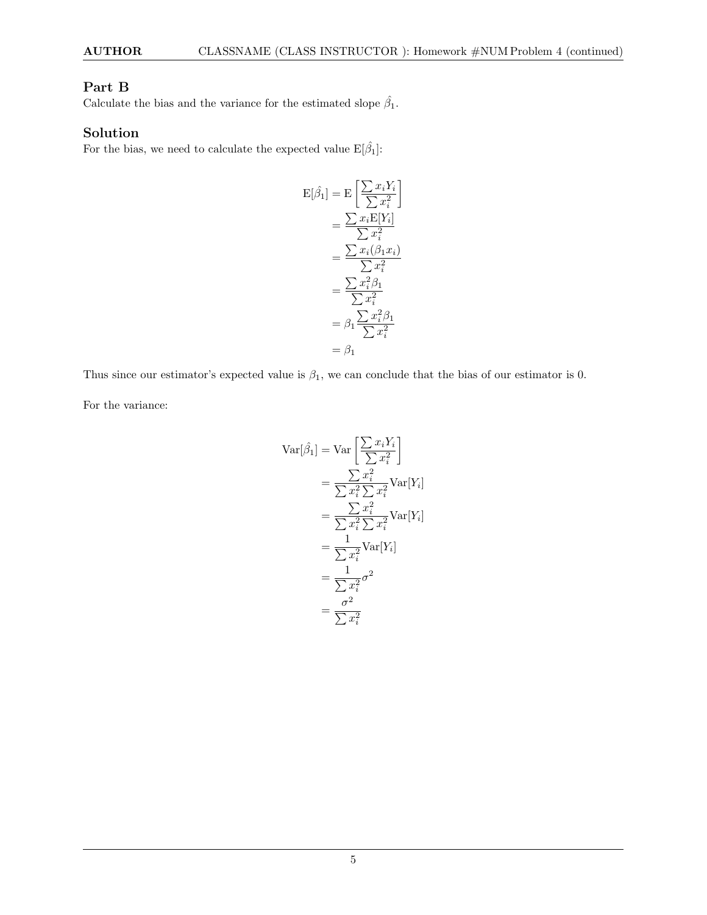## Part B

Calculate the bias and the variance for the estimated slope $\hat{\beta}_1$.

## Solution

For the bias, we need to calculate the expected value $\mathrm{E}[\hat{\beta}_1]$:

$$
\begin{aligned}
\mathrm{E}[\hat{\beta}_1] &= \mathrm{E}\left[\frac{\sum x_i Y_i}{\sum x_i^2}\right] \\
&= \frac{\sum x_i \mathrm{E}[Y_i]}{\sum x_i^2} \\
&= \frac{\sum x_i(\beta_1 x_i)}{\sum x_i^2} \\
&= \frac{\sum x_i^2 \beta_1}{\sum x_i^2} \\
&= \beta_1 \frac{\sum x_i^2 \beta_1}{\sum x_i^2} \\
&= \beta_1
\end{aligned}
$$

Thus since our estimator's expected value is $\beta_1$, we can conclude that the bias of our estimator is 0.

For the variance:

$$
\begin{aligned}
\mathrm{Var}[\hat{\beta}_1] &= \mathrm{Var}\left[\frac{\sum x_i Y_i}{\sum x_i^2}\right] \\
&= \frac{\sum x_i^2}{\sum x_i^2 \sum x_i^2} \mathrm{Var}[Y_i] \\
&= \frac{\sum x_i^2}{\sum x_i^2 \sum x_i^2} \mathrm{Var}[Y_i] \\
&= \frac{1}{\sum x_i^2} \mathrm{Var}[Y_i] \\
&= \frac{1}{\sum x_i^2} \sigma^2 \\
&= \frac{\sigma^2}{\sum x_i^2}
\end{aligned}
$$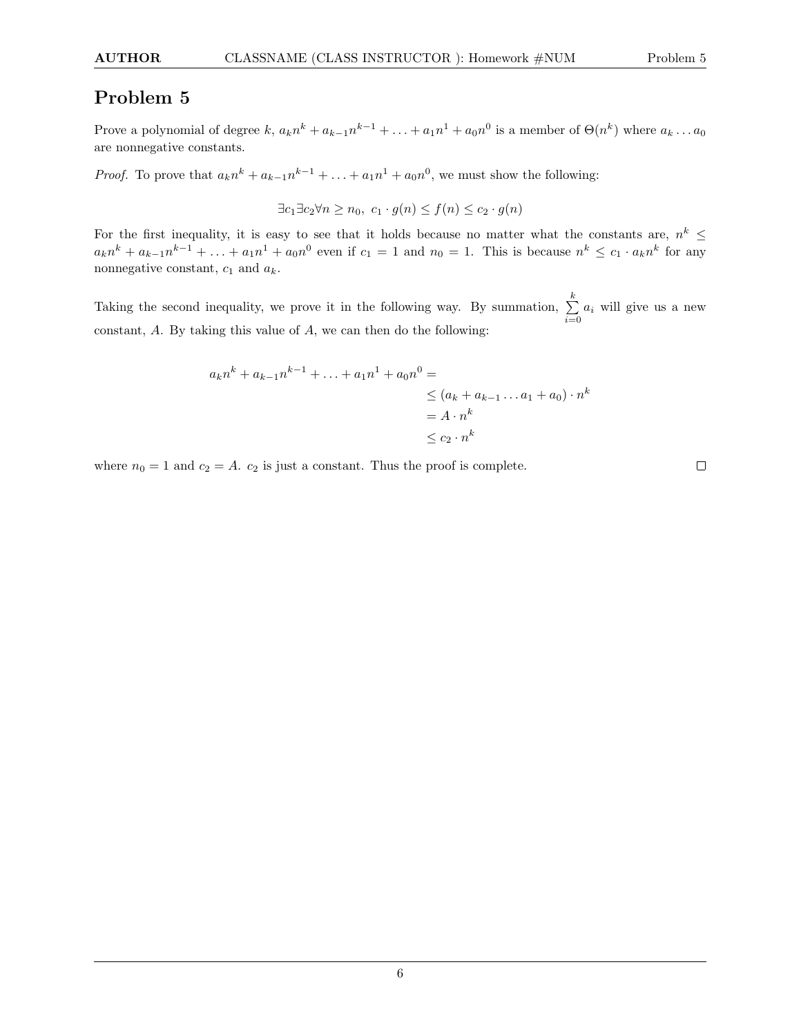## Problem 5

Prove a polynomial of degree $k$, $a_k n^k + a_{k-1} n^{k-1} + \ldots + a_1 n^1 + a_0 n^0$ is a member of $\Theta(n^k)$ where $a_k \ldots a_0$ are nonnegative constants.

*Proof.* To prove that $a_k n^k + a_{k-1} n^{k-1} + \ldots + a_1 n^1 + a_0 n^0$, we must show the following:

$$\exists c_1 \exists c_2 \forall n \geq n_0,\ c_1 \cdot g(n) \leq f(n) \leq c_2 \cdot g(n)$$

For the first inequality, it is easy to see that it holds because no matter what the constants are, $n^k \leq a_k n^k + a_{k-1} n^{k-1} + \ldots + a_1 n^1 + a_0 n^0$ even if $c_1 = 1$ and $n_0 = 1$. This is because $n^k \leq c_1 \cdot a_k n^k$ for any nonnegative constant, $c_1$ and $a_k$.

Taking the second inequality, we prove it in the following way. By summation, $\sum_{i=0}^{k} a_i$ will give us a new constant, $A$. By taking this value of $A$, we can then do the following:

$$
\begin{aligned}
a_k n^k + a_{k-1} n^{k-1} + \ldots + a_1 n^1 + a_0 n^0 = & \\
& \leq (a_k + a_{k-1} \ldots a_1 + a_0) \cdot n^k \\
& = A \cdot n^k \\
& \leq c_2 \cdot n^k
\end{aligned}
$$

where $n_0 = 1$ and $c_2 = A$. $c_2$ is just a constant. Thus the proof is complete. ∎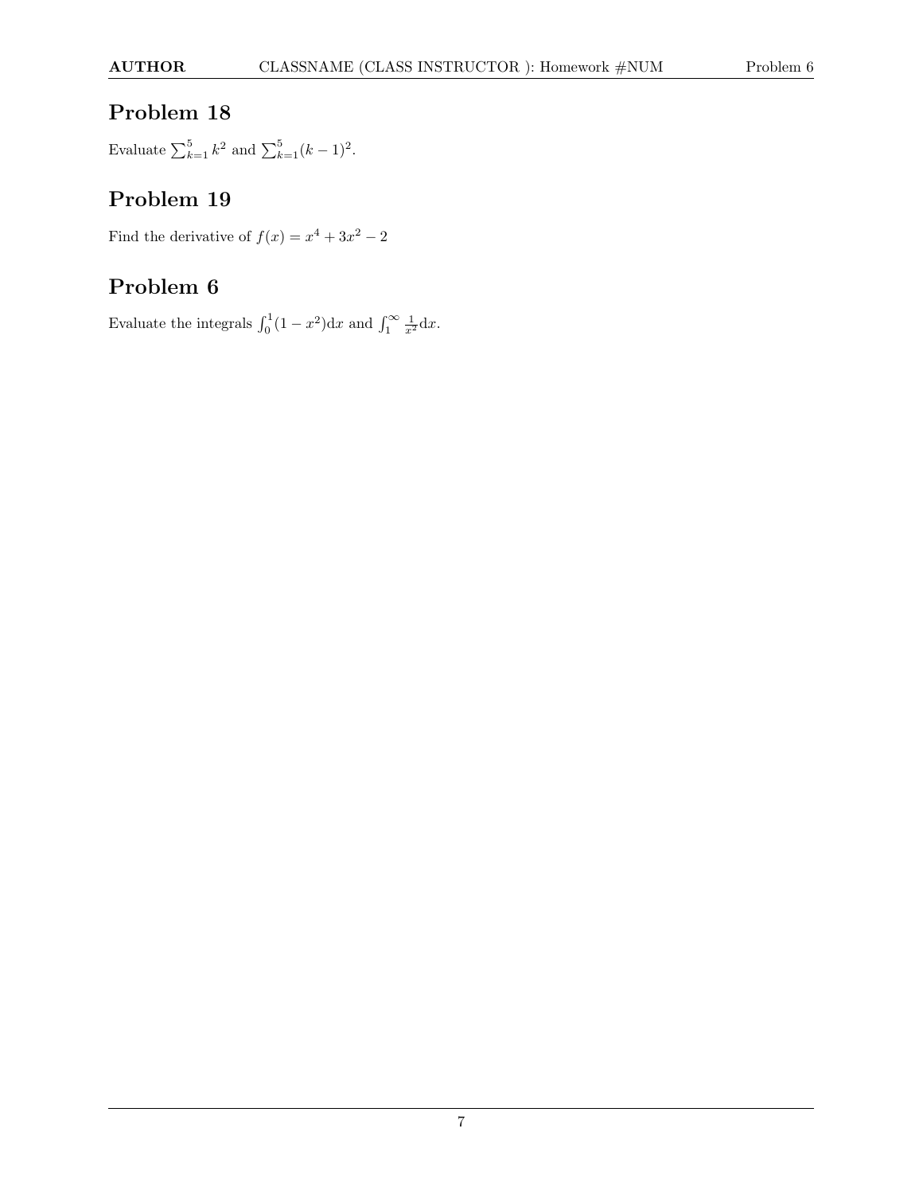# Problem 18

Evaluate $\sum_{k=1}^{5} k^2$ and $\sum_{k=1}^{5} (k-1)^2$.

# Problem 19

Find the derivative of $f(x) = x^4 + 3x^2 - 2$

# Problem 6

Evaluate the integrals $\int_0^1 (1 - x^2)\mathrm{d}x$ and $\int_1^{\infty} \frac{1}{x^2}\mathrm{d}x$.